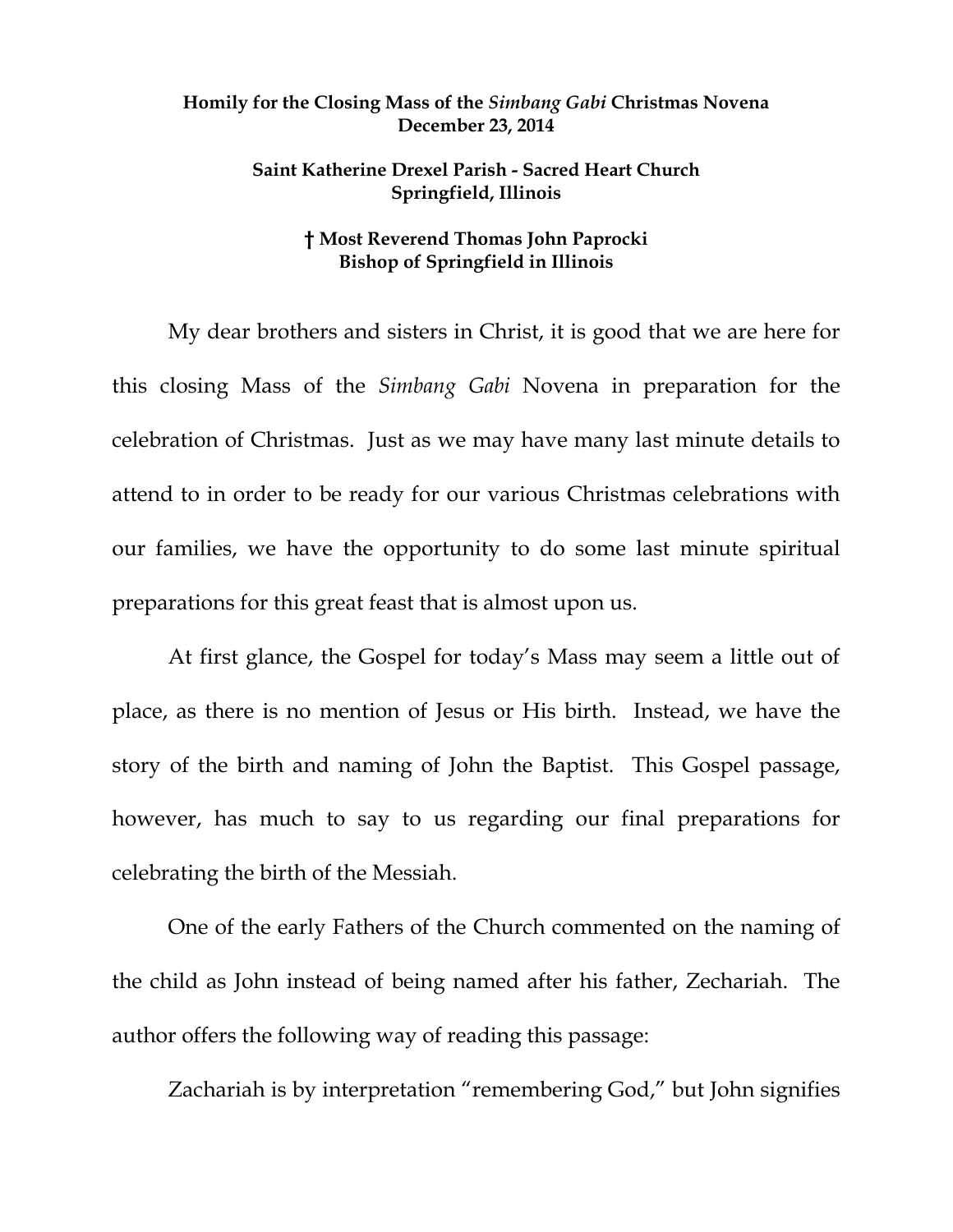**Homily for the Closing Mass of the *Simbang Gabi* Christmas Novena**
**December 23, 2014**

**Saint Katherine Drexel Parish - Sacred Heart Church**
**Springfield, Illinois**

**† Most Reverend Thomas John Paprocki**
**Bishop of Springfield in Illinois**

My dear brothers and sisters in Christ, it is good that we are here for this closing Mass of the *Simbang Gabi* Novena in preparation for the celebration of Christmas. Just as we may have many last minute details to attend to in order to be ready for our various Christmas celebrations with our families, we have the opportunity to do some last minute spiritual preparations for this great feast that is almost upon us.

At first glance, the Gospel for today's Mass may seem a little out of place, as there is no mention of Jesus or His birth. Instead, we have the story of the birth and naming of John the Baptist. This Gospel passage, however, has much to say to us regarding our final preparations for celebrating the birth of the Messiah.

One of the early Fathers of the Church commented on the naming of the child as John instead of being named after his father, Zechariah. The author offers the following way of reading this passage:

Zachariah is by interpretation "remembering God," but John signifies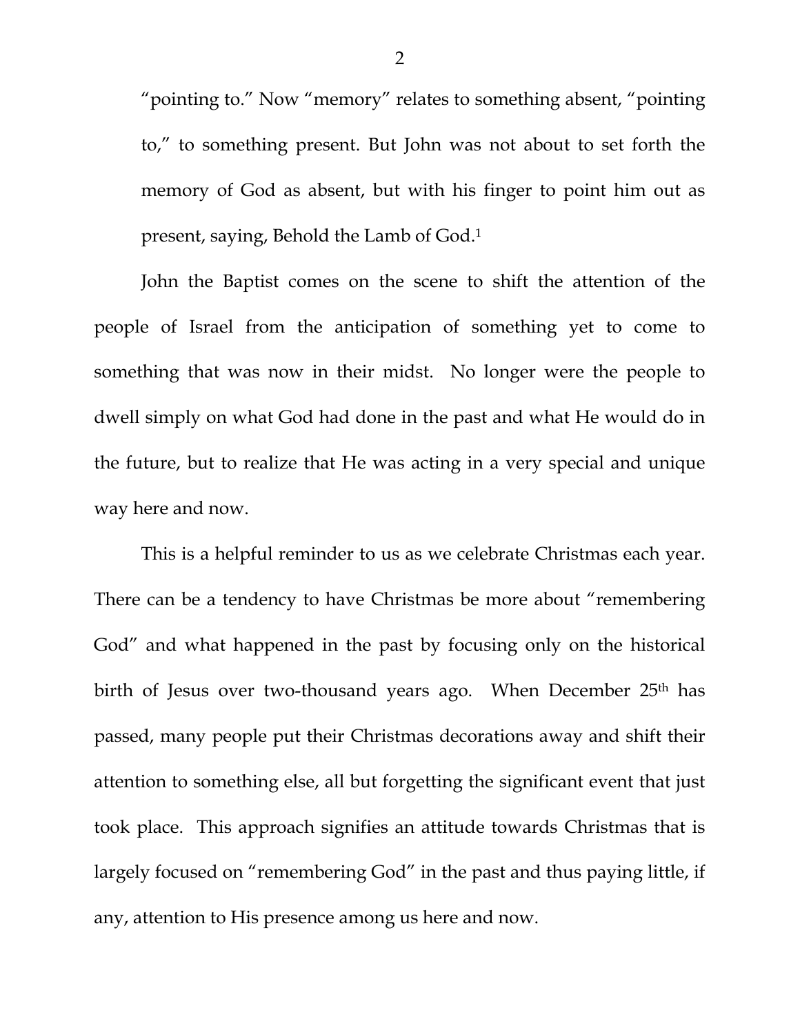> "pointing to." Now "memory" relates to something absent, "pointing to," to something present. But John was not about to set forth the memory of God as absent, but with his finger to point him out as present, saying, Behold the Lamb of God.[1]

John the Baptist comes on the scene to shift the attention of the people of Israel from the anticipation of something yet to come to something that was now in their midst. No longer were the people to dwell simply on what God had done in the past and what He would do in the future, but to realize that He was acting in a very special and unique way here and now.

This is a helpful reminder to us as we celebrate Christmas each year. There can be a tendency to have Christmas be more about "remembering God" and what happened in the past by focusing only on the historical birth of Jesus over two-thousand years ago. When December 25th has passed, many people put their Christmas decorations away and shift their attention to something else, all but forgetting the significant event that just took place. This approach signifies an attitude towards Christmas that is largely focused on "remembering God" in the past and thus paying little, if any, attention to His presence among us here and now.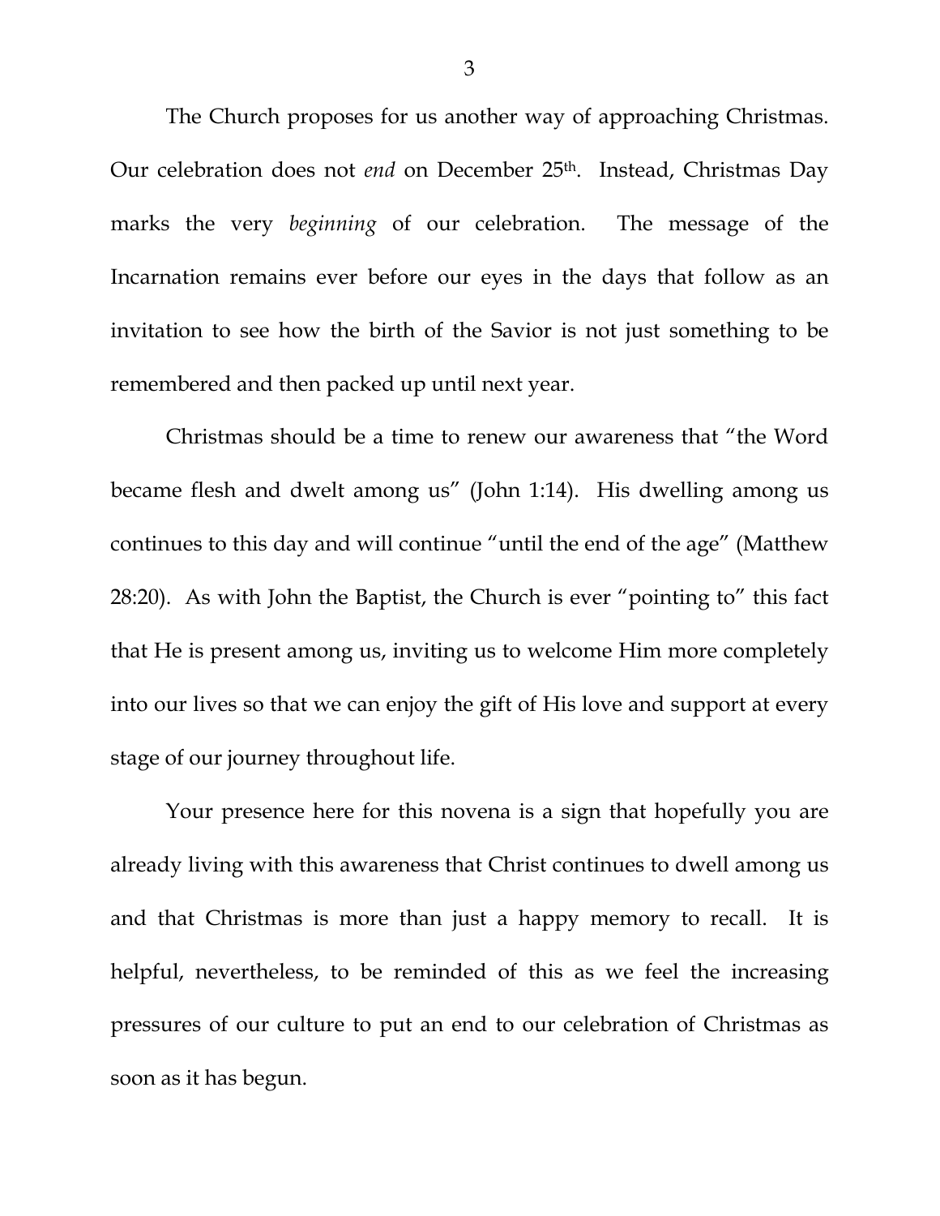The Church proposes for us another way of approaching Christmas. Our celebration does not *end* on December 25th. Instead, Christmas Day marks the very *beginning* of our celebration. The message of the Incarnation remains ever before our eyes in the days that follow as an invitation to see how the birth of the Savior is not just something to be remembered and then packed up until next year.

Christmas should be a time to renew our awareness that "the Word became flesh and dwelt among us" (John 1:14). His dwelling among us continues to this day and will continue "until the end of the age" (Matthew 28:20). As with John the Baptist, the Church is ever "pointing to" this fact that He is present among us, inviting us to welcome Him more completely into our lives so that we can enjoy the gift of His love and support at every stage of our journey throughout life.

Your presence here for this novena is a sign that hopefully you are already living with this awareness that Christ continues to dwell among us and that Christmas is more than just a happy memory to recall. It is helpful, nevertheless, to be reminded of this as we feel the increasing pressures of our culture to put an end to our celebration of Christmas as soon as it has begun.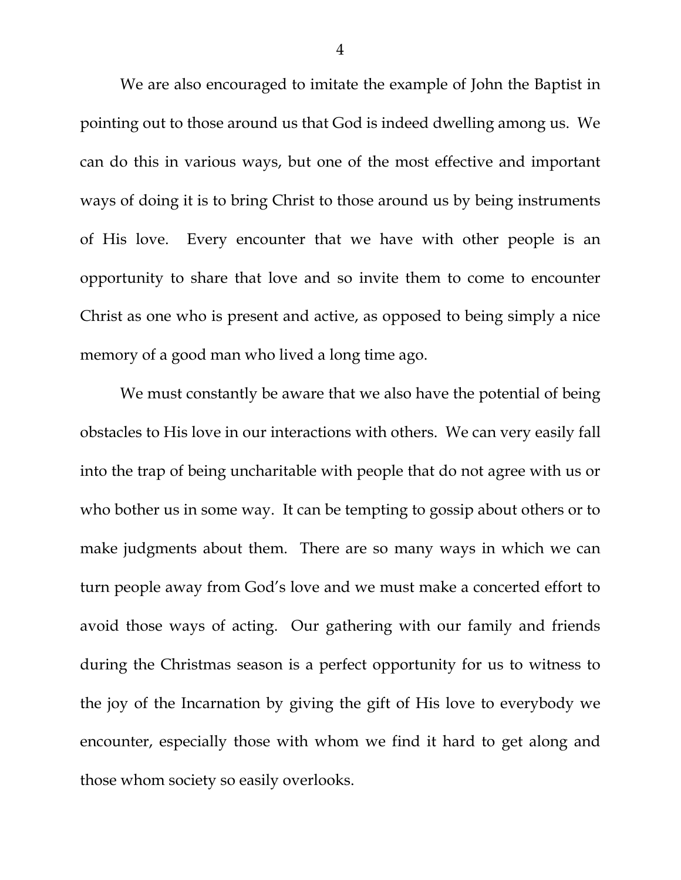We are also encouraged to imitate the example of John the Baptist in pointing out to those around us that God is indeed dwelling among us. We can do this in various ways, but one of the most effective and important ways of doing it is to bring Christ to those around us by being instruments of His love. Every encounter that we have with other people is an opportunity to share that love and so invite them to come to encounter Christ as one who is present and active, as opposed to being simply a nice memory of a good man who lived a long time ago.

We must constantly be aware that we also have the potential of being obstacles to His love in our interactions with others. We can very easily fall into the trap of being uncharitable with people that do not agree with us or who bother us in some way. It can be tempting to gossip about others or to make judgments about them. There are so many ways in which we can turn people away from God's love and we must make a concerted effort to avoid those ways of acting. Our gathering with our family and friends during the Christmas season is a perfect opportunity for us to witness to the joy of the Incarnation by giving the gift of His love to everybody we encounter, especially those with whom we find it hard to get along and those whom society so easily overlooks.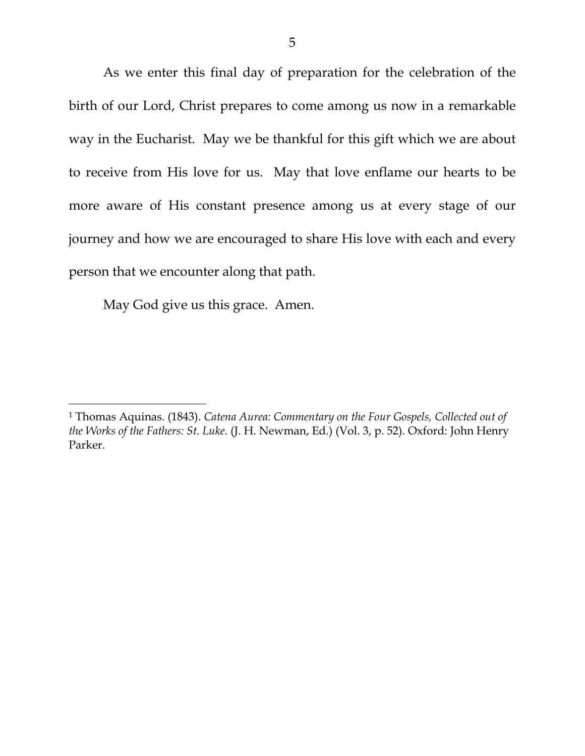As we enter this final day of preparation for the celebration of the birth of our Lord, Christ prepares to come among us now in a remarkable way in the Eucharist. May we be thankful for this gift which we are about to receive from His love for us. May that love enflame our hearts to be more aware of His constant presence among us at every stage of our journey and how we are encouraged to share His love with each and every person that we encounter along that path.

May God give us this grace. Amen.

---

[1] Thomas Aquinas. (1843). *Catena Aurea: Commentary on the Four Gospels, Collected out of the Works of the Fathers: St. Luke*. (J. H. Newman, Ed.) (Vol. 3, p. 52). Oxford: John Henry Parker.